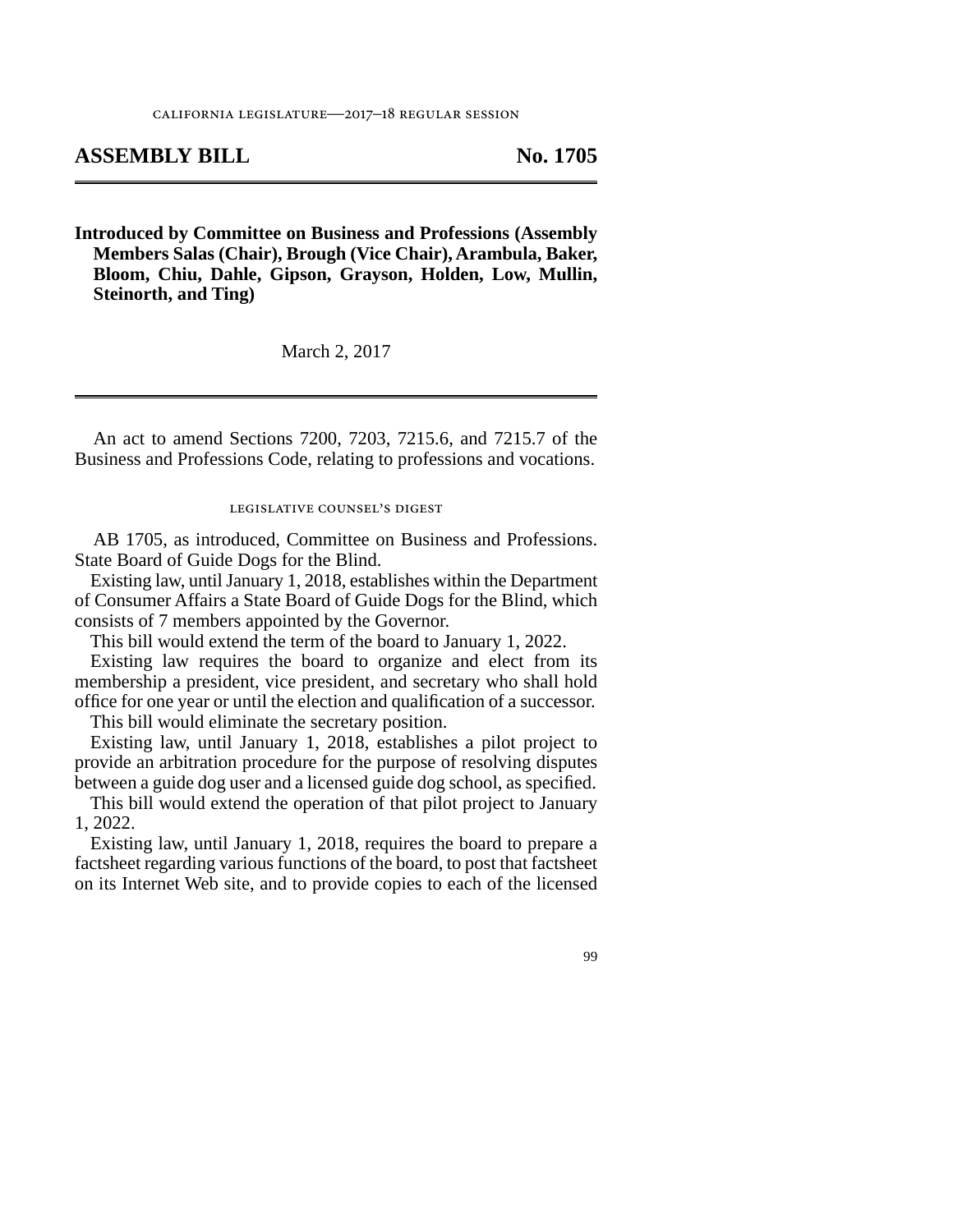CALIFORNIA LEGISLATURE—2017–18 REGULAR SESSION

# ASSEMBLY BILL No. 1705

**Introduced by Committee on Business and Professions (Assembly Members Salas (Chair), Brough (Vice Chair), Arambula, Baker, Bloom, Chiu, Dahle, Gipson, Grayson, Holden, Low, Mullin, Steinorth, and Ting)**

March 2, 2017

An act to amend Sections 7200, 7203, 7215.6, and 7215.7 of the Business and Professions Code, relating to professions and vocations.

LEGISLATIVE COUNSEL'S DIGEST

AB 1705, as introduced, Committee on Business and Professions. State Board of Guide Dogs for the Blind.

Existing law, until January 1, 2018, establishes within the Department of Consumer Affairs a State Board of Guide Dogs for the Blind, which consists of 7 members appointed by the Governor.

This bill would extend the term of the board to January 1, 2022.

Existing law requires the board to organize and elect from its membership a president, vice president, and secretary who shall hold office for one year or until the election and qualification of a successor.

This bill would eliminate the secretary position.

Existing law, until January 1, 2018, establishes a pilot project to provide an arbitration procedure for the purpose of resolving disputes between a guide dog user and a licensed guide dog school, as specified.

This bill would extend the operation of that pilot project to January 1, 2022.

Existing law, until January 1, 2018, requires the board to prepare a factsheet regarding various functions of the board, to post that factsheet on its Internet Web site, and to provide copies to each of the licensed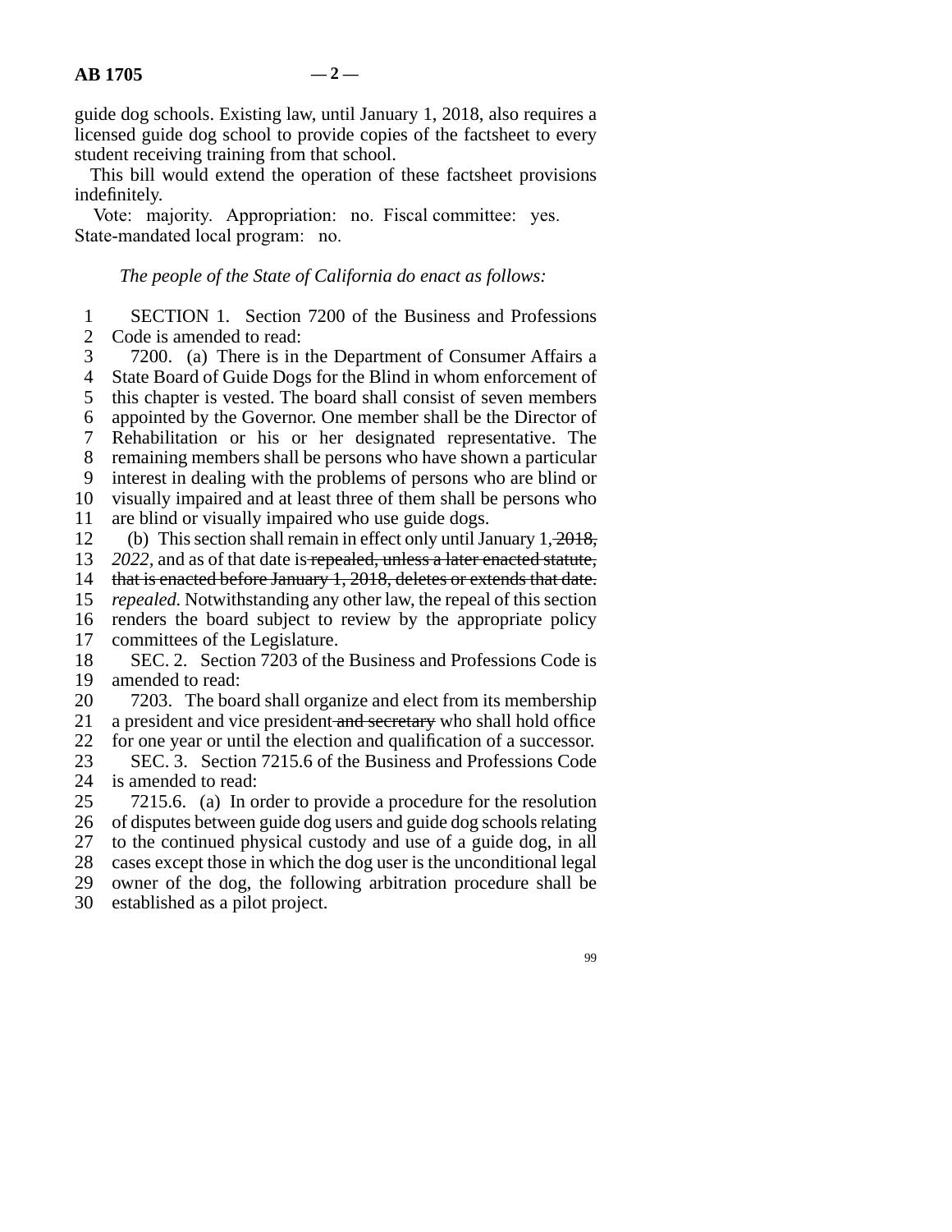guide dog schools. Existing law, until January 1, 2018, also requires a licensed guide dog school to provide copies of the factsheet to every student receiving training from that school.

This bill would extend the operation of these factsheet provisions indefinitely.

Vote: majority. Appropriation: no. Fiscal committee: yes. State-mandated local program: no.

*The people of the State of California do enact as follows:*

SECTION 1. Section 7200 of the Business and Professions Code is amended to read:

7200. (a) There is in the Department of Consumer Affairs a State Board of Guide Dogs for the Blind in whom enforcement of this chapter is vested. The board shall consist of seven members appointed by the Governor. One member shall be the Director of Rehabilitation or his or her designated representative. The remaining members shall be persons who have shown a particular interest in dealing with the problems of persons who are blind or visually impaired and at least three of them shall be persons who are blind or visually impaired who use guide dogs.

(b) This section shall remain in effect only until January 1, ~~2018,~~ *2022,* and as of that date is ~~repealed, unless a later enacted statute, that is enacted before January 1, 2018, deletes or extends that date.~~ *repealed.* Notwithstanding any other law, the repeal of this section renders the board subject to review by the appropriate policy committees of the Legislature.

SEC. 2. Section 7203 of the Business and Professions Code is amended to read:

7203. The board shall organize and elect from its membership a president and vice president ~~and secretary~~ who shall hold office for one year or until the election and qualification of a successor.

SEC. 3. Section 7215.6 of the Business and Professions Code is amended to read:

7215.6. (a) In order to provide a procedure for the resolution of disputes between guide dog users and guide dog schools relating to the continued physical custody and use of a guide dog, in all cases except those in which the dog user is the unconditional legal owner of the dog, the following arbitration procedure shall be established as a pilot project.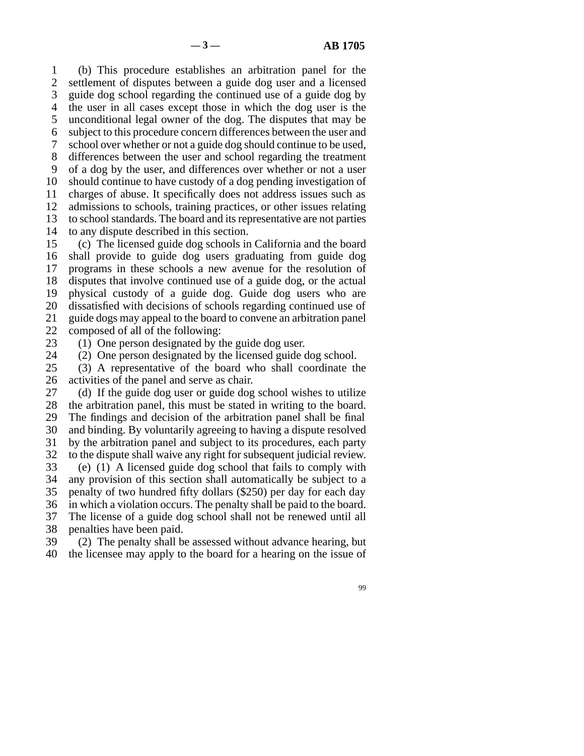(b) This procedure establishes an arbitration panel for the settlement of disputes between a guide dog user and a licensed guide dog school regarding the continued use of a guide dog by the user in all cases except those in which the dog user is the unconditional legal owner of the dog. The disputes that may be subject to this procedure concern differences between the user and school over whether or not a guide dog should continue to be used, differences between the user and school regarding the treatment of a dog by the user, and differences over whether or not a user should continue to have custody of a dog pending investigation of charges of abuse. It specifically does not address issues such as admissions to schools, training practices, or other issues relating to school standards. The board and its representative are not parties to any dispute described in this section.

(c) The licensed guide dog schools in California and the board shall provide to guide dog users graduating from guide dog programs in these schools a new avenue for the resolution of disputes that involve continued use of a guide dog, or the actual physical custody of a guide dog. Guide dog users who are dissatisfied with decisions of schools regarding continued use of guide dogs may appeal to the board to convene an arbitration panel composed of all of the following:

(1) One person designated by the guide dog user.

(2) One person designated by the licensed guide dog school.

(3) A representative of the board who shall coordinate the activities of the panel and serve as chair.

(d) If the guide dog user or guide dog school wishes to utilize the arbitration panel, this must be stated in writing to the board. The findings and decision of the arbitration panel shall be final and binding. By voluntarily agreeing to having a dispute resolved by the arbitration panel and subject to its procedures, each party to the dispute shall waive any right for subsequent judicial review.

(e) (1) A licensed guide dog school that fails to comply with any provision of this section shall automatically be subject to a penalty of two hundred fifty dollars ($250) per day for each day in which a violation occurs. The penalty shall be paid to the board. The license of a guide dog school shall not be renewed until all penalties have been paid.

(2) The penalty shall be assessed without advance hearing, but the licensee may apply to the board for a hearing on the issue of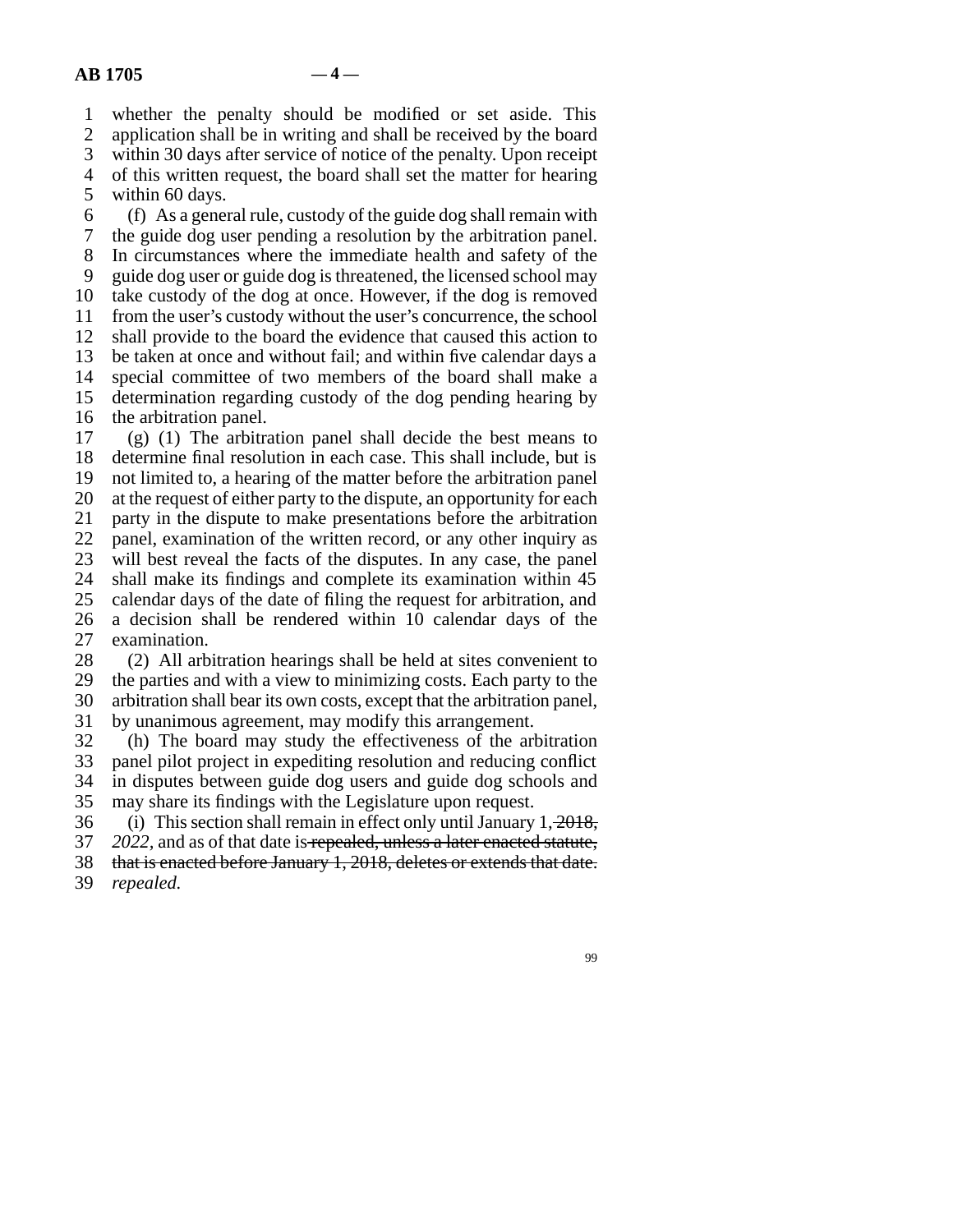whether the penalty should be modified or set aside. This application shall be in writing and shall be received by the board within 30 days after service of notice of the penalty. Upon receipt of this written request, the board shall set the matter for hearing within 60 days.

(f) As a general rule, custody of the guide dog shall remain with the guide dog user pending a resolution by the arbitration panel. In circumstances where the immediate health and safety of the guide dog user or guide dog is threatened, the licensed school may take custody of the dog at once. However, if the dog is removed from the user's custody without the user's concurrence, the school shall provide to the board the evidence that caused this action to be taken at once and without fail; and within five calendar days a special committee of two members of the board shall make a determination regarding custody of the dog pending hearing by the arbitration panel.

(g) (1) The arbitration panel shall decide the best means to determine final resolution in each case. This shall include, but is not limited to, a hearing of the matter before the arbitration panel at the request of either party to the dispute, an opportunity for each party in the dispute to make presentations before the arbitration panel, examination of the written record, or any other inquiry as will best reveal the facts of the disputes. In any case, the panel shall make its findings and complete its examination within 45 calendar days of the date of filing the request for arbitration, and a decision shall be rendered within 10 calendar days of the examination.

(2) All arbitration hearings shall be held at sites convenient to the parties and with a view to minimizing costs. Each party to the arbitration shall bear its own costs, except that the arbitration panel, by unanimous agreement, may modify this arrangement.

(h) The board may study the effectiveness of the arbitration panel pilot project in expediting resolution and reducing conflict in disputes between guide dog users and guide dog schools and may share its findings with the Legislature upon request.

(i) This section shall remain in effect only until January 1, ~~2018,~~ *2022,* and as of that date is ~~repealed, unless a later enacted statute, that is enacted before January 1, 2018, deletes or extends that date.~~ *repealed.*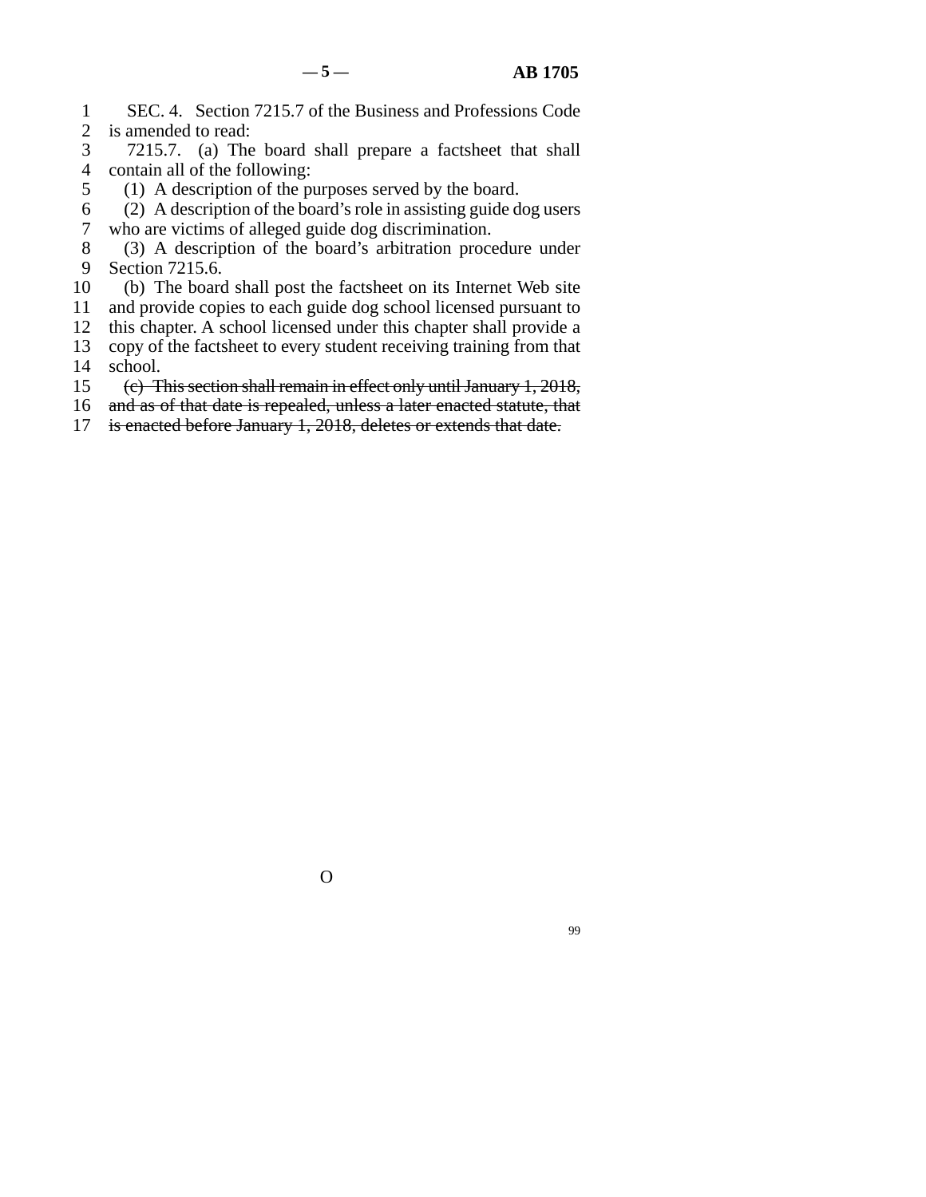SEC. 4. Section 7215.7 of the Business and Professions Code is amended to read:

7215.7. (a) The board shall prepare a factsheet that shall contain all of the following:

(1) A description of the purposes served by the board.

(2) A description of the board's role in assisting guide dog users who are victims of alleged guide dog discrimination.

(3) A description of the board's arbitration procedure under Section 7215.6.

(b) The board shall post the factsheet on its Internet Web site and provide copies to each guide dog school licensed pursuant to this chapter. A school licensed under this chapter shall provide a copy of the factsheet to every student receiving training from that school.

~~(c) This section shall remain in effect only until January 1, 2018, and as of that date is repealed, unless a later enacted statute, that is enacted before January 1, 2018, deletes or extends that date.~~

O